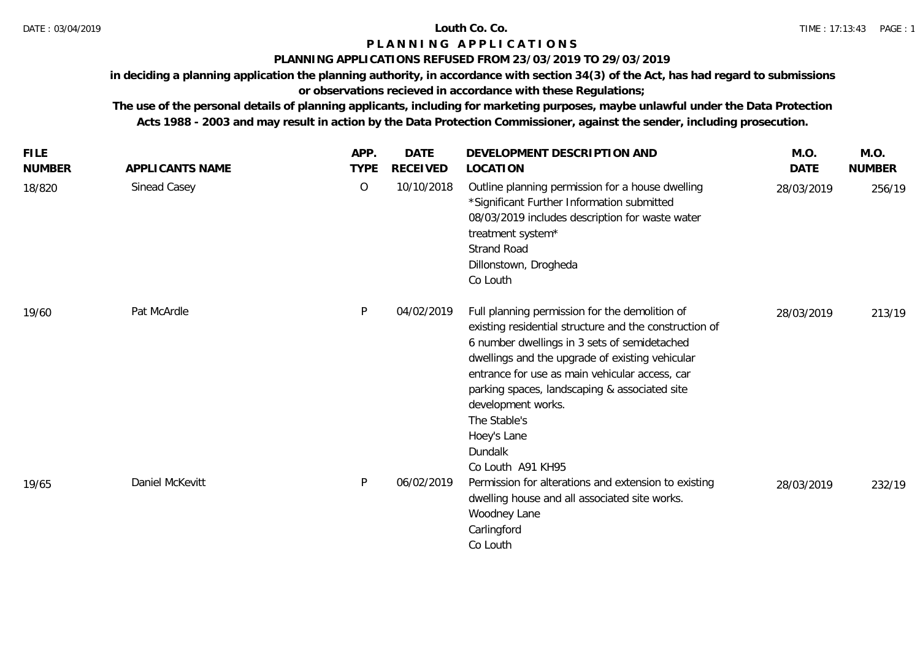DATE : 03/04/2019

# Louth Co. Co.

TIME : 17:13:43

## P L A N N I N G   A P P L I C A T I O N S

### PLANNING APPLICATIONS REFUSED FROM 23/03/2019 TO 29/03/2019

**in deciding a planning application the planning authority, in accordance with section 34(3) of the Act, has had regard to submissions or observations recieved in accordance with these Regulations;**

**The use of the personal details of planning applicants, including for marketing purposes, maybe unlawful under the Data Protection Acts 1988 - 2003 and may result in action by the Data Protection Commissioner, against the sender, including prosecution.**

| FILE NUMBER | APPLICANTS NAME | APP. TYPE | DATE RECEIVED | DEVELOPMENT DESCRIPTION AND LOCATION | M.O. DATE | M.O. NUMBER |
|---|---|---|---|---|---|---|
| 18/820 | Sinead Casey | O | 10/10/2018 | Outline planning permission for a house dwelling *Significant Further Information submitted 08/03/2019 includes description for waste water treatment system* Strand Road Dillonstown, Drogheda Co Louth | 28/03/2019 | 256/19 |
| 19/60 | Pat McArdle | P | 04/02/2019 | Full planning permission for the demolition of existing residential structure and the construction of 6 number dwellings in 3 sets of semidetached dwellings and the upgrade of existing vehicular entrance for use as main vehicular access, car parking spaces, landscaping & associated site development works. The Stable's Hoey's Lane Dundalk Co Louth A91 KH95 | 28/03/2019 | 213/19 |
| 19/65 | Daniel McKevitt | P | 06/02/2019 | Permission for alterations and extension to existing dwelling house and all associated site works. Woodney Lane Carlingford Co Louth | 28/03/2019 | 232/19 |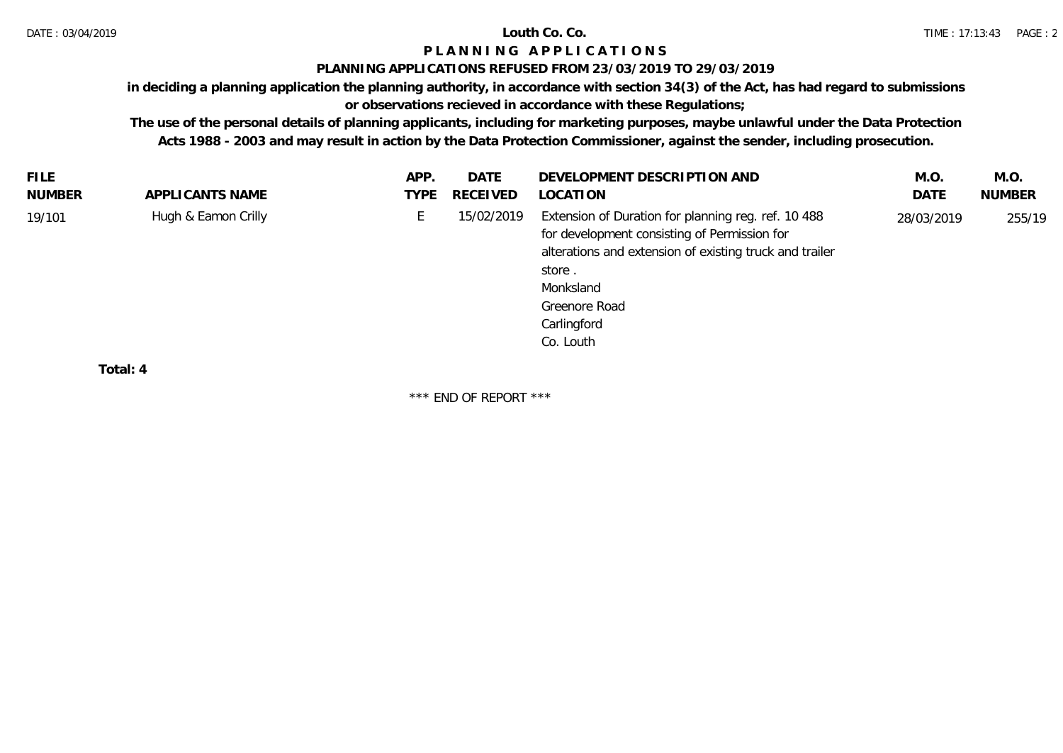# Louth Co. Co.

## PLANNING APPLICATIONS

### PLANNING APPLICATIONS REFUSED FROM 23/03/2019 TO 29/03/2019

**in deciding a planning application the planning authority, in accordance with section 34(3) of the Act, has had regard to submissions or observations recieved in accordance with these Regulations;**

**The use of the personal details of planning applicants, including for marketing purposes, maybe unlawful under the Data Protection Acts 1988 - 2003 and may result in action by the Data Protection Commissioner, against the sender, including prosecution.**

| FILE NUMBER | APPLICANTS NAME | APP. TYPE | DATE RECEIVED | DEVELOPMENT DESCRIPTION AND LOCATION | M.O. DATE | M.O. NUMBER |
|---|---|---|---|---|---|---|
| 19/101 | Hugh & Eamon Crilly | E | 15/02/2019 | Extension of Duration for planning reg. ref. 10 488 for development consisting of Permission for alterations and extension of existing truck and trailer store . Monksland Greenore Road Carlingford Co. Louth | 28/03/2019 | 255/19 |

**Total: 4**

\*\*\* END OF REPORT \*\*\*